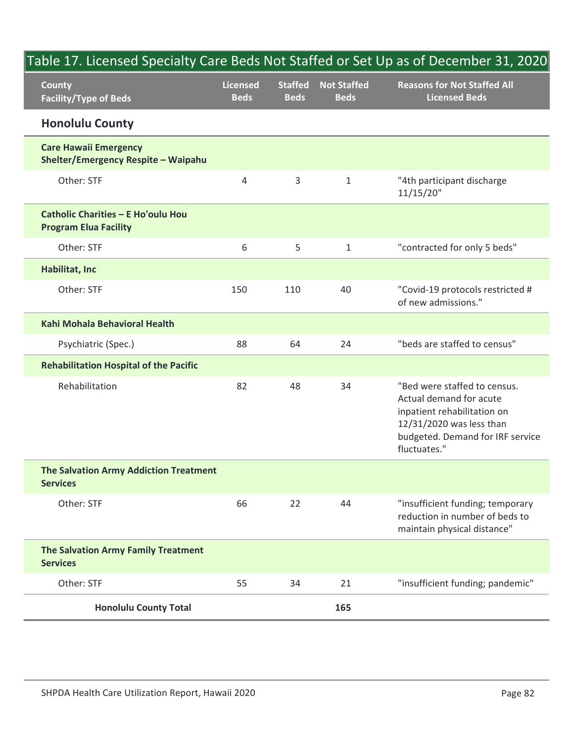## Table 17. Licensed Specialty Care Beds Not Staffed or Set Up as of December 31, 2020

| County<br>Facility/Type of Beds | Licensed Beds | Staffed Beds | Not Staffed Beds | Reasons for Not Staffed All Licensed Beds |
|---|---|---|---|---|
| **Honolulu County** | | | | |
| **Care Hawaii Emergency Shelter/Emergency Respite – Waipahu** | | | | |
| Other: STF | 4 | 3 | 1 | "4th participant discharge 11/15/20" |
| **Catholic Charities – E Ho'oulu Hou Program Elua Facility** | | | | |
| Other: STF | 6 | 5 | 1 | "contracted for only 5 beds" |
| **Habilitat, Inc** | | | | |
| Other: STF | 150 | 110 | 40 | "Covid-19 protocols restricted # of new admissions." |
| **Kahi Mohala Behavioral Health** | | | | |
| Psychiatric (Spec.) | 88 | 64 | 24 | "beds are staffed to census" |
| **Rehabilitation Hospital of the Pacific** | | | | |
| Rehabilitation | 82 | 48 | 34 | "Bed were staffed to census. Actual demand for acute inpatient rehabilitation on 12/31/2020 was less than budgeted. Demand for IRF service fluctuates." |
| **The Salvation Army Addiction Treatment Services** | | | | |
| Other: STF | 66 | 22 | 44 | "insufficient funding; temporary reduction in number of beds to maintain physical distance" |
| **The Salvation Army Family Treatment Services** | | | | |
| Other: STF | 55 | 34 | 21 | "insufficient funding; pandemic" |
| **Honolulu County Total** | | | **165** | |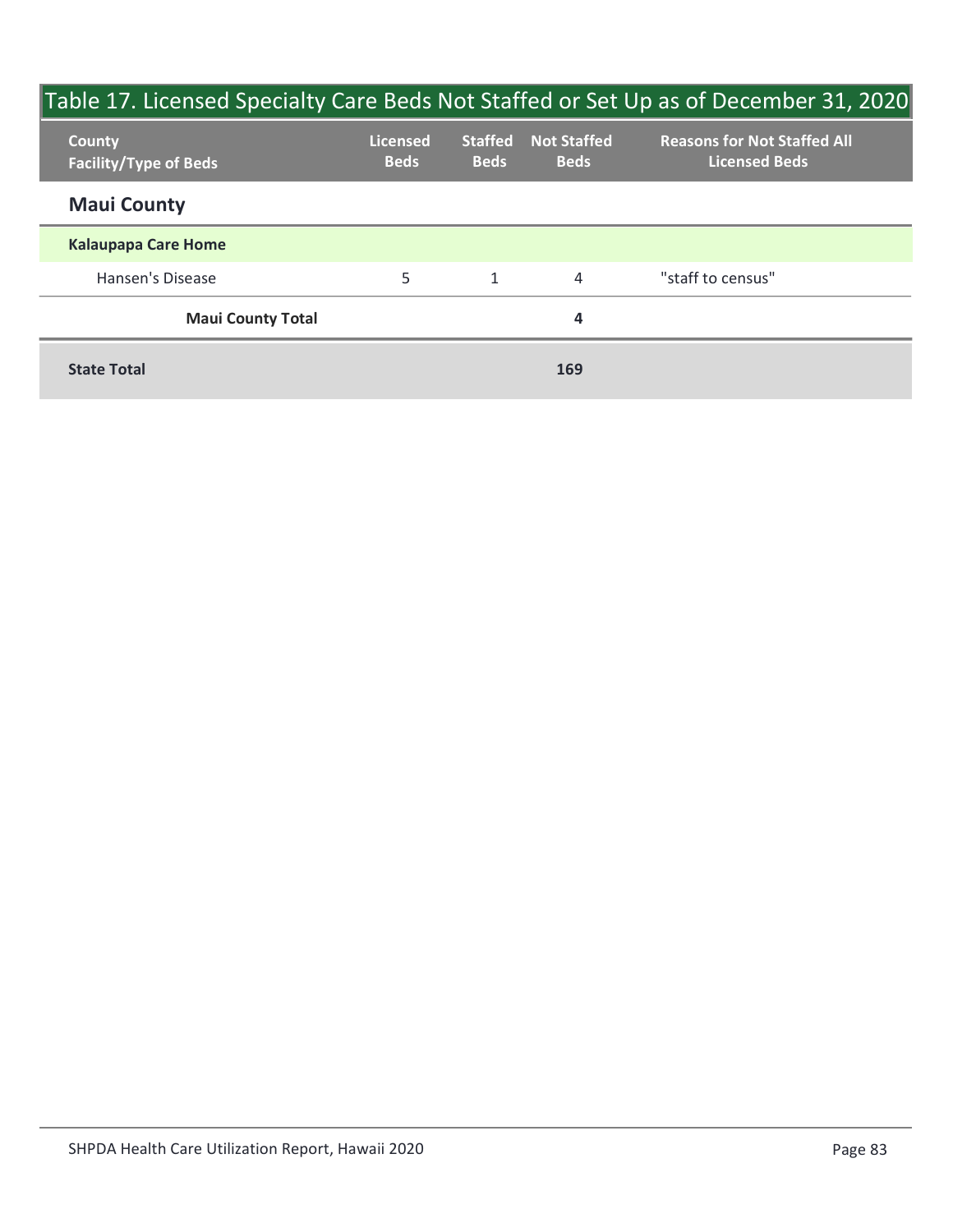## Table 17. Licensed Specialty Care Beds Not Staffed or Set Up as of December 31, 2020

| County<br>Facility/Type of Beds | Licensed Beds | Staffed Beds | Not Staffed Beds | Reasons for Not Staffed All Licensed Beds |
|---|---|---|---|---|
| **Maui County** | | | | |
| **Kalaupapa Care Home** | | | | |
| Hansen's Disease | 5 | 1 | 4 | "staff to census" |
| **Maui County Total** | | | **4** | |
| **State Total** | | | **169** | |